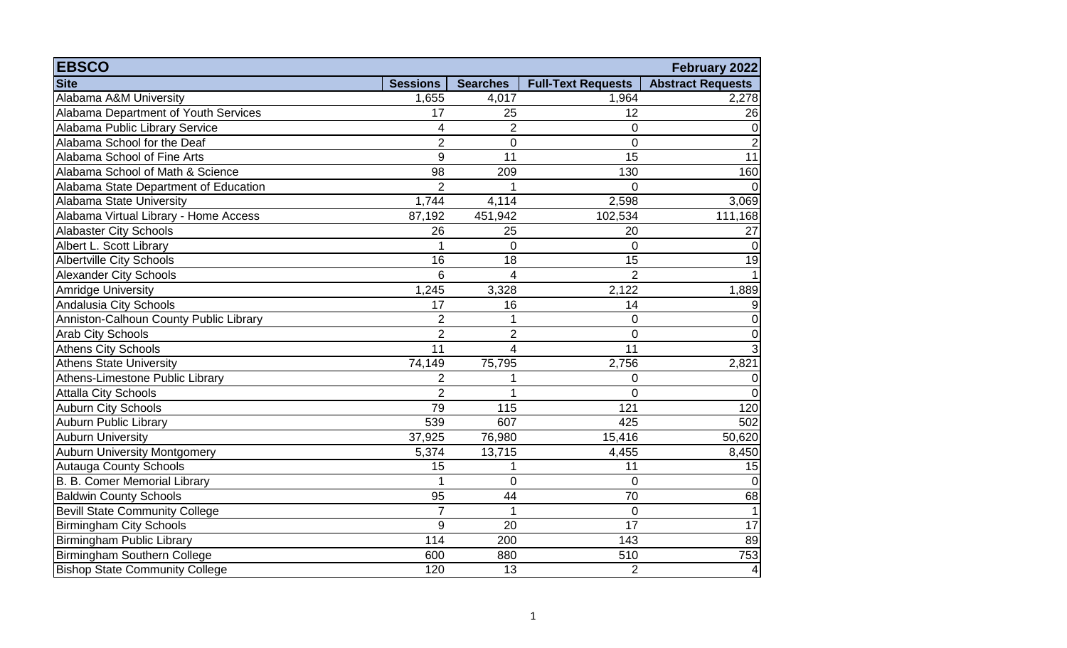| EBSCO | | | | February 2022 |
|---|---|---|---|---|
| **Site** | **Sessions** | **Searches** | **Full-Text Requests** | **Abstract Requests** |
| Alabama A&M University | 1,655 | 4,017 | 1,964 | 2,278 |
| Alabama Department of Youth Services | 17 | 25 | 12 | 26 |
| Alabama Public Library Service | 4 | 2 | 0 | 0 |
| Alabama School for the Deaf | 2 | 0 | 0 | 2 |
| Alabama School of Fine Arts | 9 | 11 | 15 | 11 |
| Alabama School of Math & Science | 98 | 209 | 130 | 160 |
| Alabama State Department of Education | 2 | 1 | 0 | 0 |
| Alabama State University | 1,744 | 4,114 | 2,598 | 3,069 |
| Alabama Virtual Library - Home Access | 87,192 | 451,942 | 102,534 | 111,168 |
| Alabaster City Schools | 26 | 25 | 20 | 27 |
| Albert L. Scott Library | 1 | 0 | 0 | 0 |
| Albertville City Schools | 16 | 18 | 15 | 19 |
| Alexander City Schools | 6 | 4 | 2 | 1 |
| Amridge University | 1,245 | 3,328 | 2,122 | 1,889 |
| Andalusia City Schools | 17 | 16 | 14 | 9 |
| Anniston-Calhoun County Public Library | 2 | 1 | 0 | 0 |
| Arab City Schools | 2 | 2 | 0 | 0 |
| Athens City Schools | 11 | 4 | 11 | 3 |
| Athens State University | 74,149 | 75,795 | 2,756 | 2,821 |
| Athens-Limestone Public Library | 2 | 1 | 0 | 0 |
| Attalla City Schools | 2 | 1 | 0 | 0 |
| Auburn City Schools | 79 | 115 | 121 | 120 |
| Auburn Public Library | 539 | 607 | 425 | 502 |
| Auburn University | 37,925 | 76,980 | 15,416 | 50,620 |
| Auburn University Montgomery | 5,374 | 13,715 | 4,455 | 8,450 |
| Autauga County Schools | 15 | 1 | 11 | 15 |
| B. B. Comer Memorial Library | 1 | 0 | 0 | 0 |
| Baldwin County Schools | 95 | 44 | 70 | 68 |
| Bevill State Community College | 7 | 1 | 0 | 1 |
| Birmingham City Schools | 9 | 20 | 17 | 17 |
| Birmingham Public Library | 114 | 200 | 143 | 89 |
| Birmingham Southern College | 600 | 880 | 510 | 753 |
| Bishop State Community College | 120 | 13 | 2 | 4 |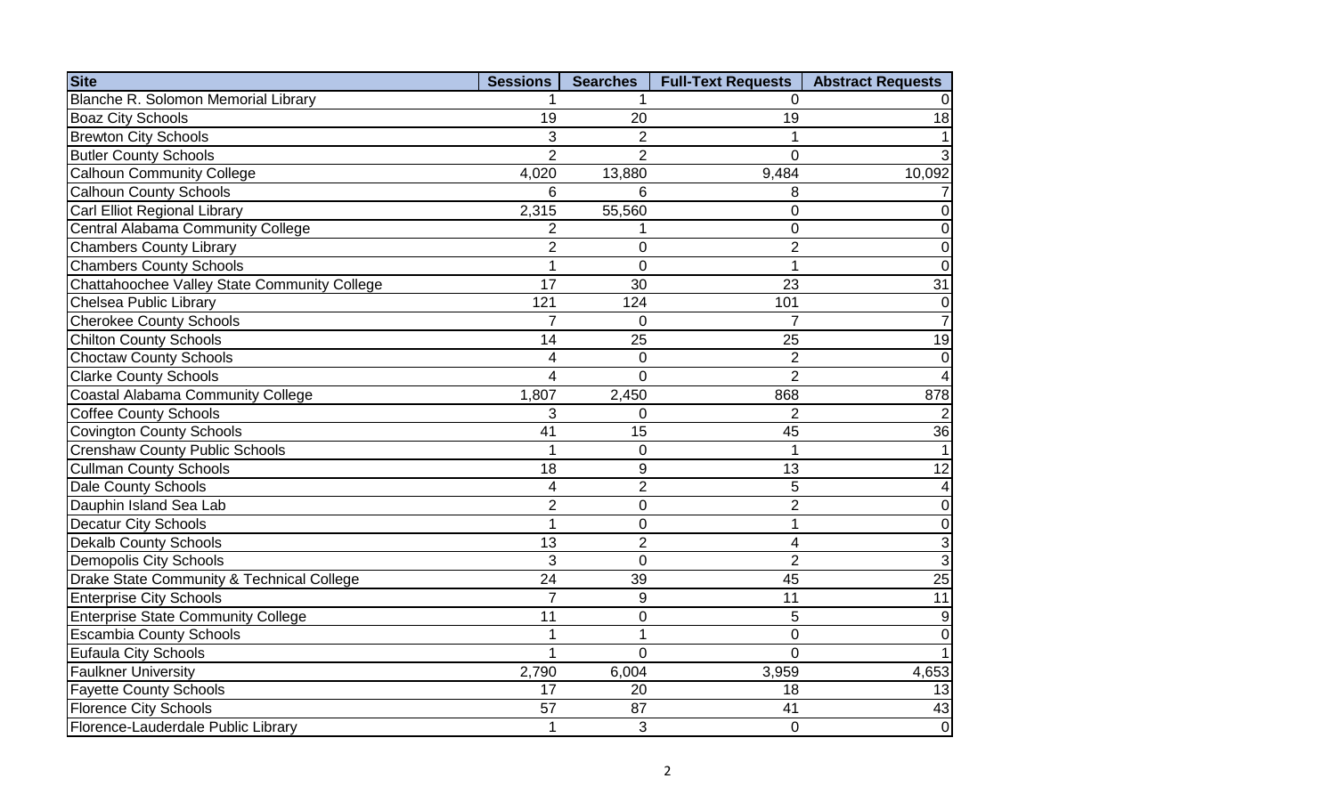| Site | Sessions | Searches | Full-Text Requests | Abstract Requests |
|---|---|---|---|---|
| Blanche R. Solomon Memorial Library | 1 | 1 | 0 | 0 |
| Boaz City Schools | 19 | 20 | 19 | 18 |
| Brewton City Schools | 3 | 2 | 1 | 1 |
| Butler County Schools | 2 | 2 | 0 | 3 |
| Calhoun Community College | 4,020 | 13,880 | 9,484 | 10,092 |
| Calhoun County Schools | 6 | 6 | 8 | 7 |
| Carl Elliot Regional Library | 2,315 | 55,560 | 0 | 0 |
| Central Alabama Community College | 2 | 1 | 0 | 0 |
| Chambers County Library | 2 | 0 | 2 | 0 |
| Chambers County Schools | 1 | 0 | 1 | 0 |
| Chattahoochee Valley State Community College | 17 | 30 | 23 | 31 |
| Chelsea Public Library | 121 | 124 | 101 | 0 |
| Cherokee County Schools | 7 | 0 | 7 | 7 |
| Chilton County Schools | 14 | 25 | 25 | 19 |
| Choctaw County Schools | 4 | 0 | 2 | 0 |
| Clarke County Schools | 4 | 0 | 2 | 4 |
| Coastal Alabama Community College | 1,807 | 2,450 | 868 | 878 |
| Coffee County Schools | 3 | 0 | 2 | 2 |
| Covington County Schools | 41 | 15 | 45 | 36 |
| Crenshaw County Public Schools | 1 | 0 | 1 | 1 |
| Cullman County Schools | 18 | 9 | 13 | 12 |
| Dale County Schools | 4 | 2 | 5 | 4 |
| Dauphin Island Sea Lab | 2 | 0 | 2 | 0 |
| Decatur City Schools | 1 | 0 | 1 | 0 |
| Dekalb County Schools | 13 | 2 | 4 | 3 |
| Demopolis City Schools | 3 | 0 | 2 | 3 |
| Drake State Community & Technical College | 24 | 39 | 45 | 25 |
| Enterprise City Schools | 7 | 9 | 11 | 11 |
| Enterprise State Community College | 11 | 0 | 5 | 9 |
| Escambia County Schools | 1 | 1 | 0 | 0 |
| Eufaula City Schools | 1 | 0 | 0 | 1 |
| Faulkner University | 2,790 | 6,004 | 3,959 | 4,653 |
| Fayette County Schools | 17 | 20 | 18 | 13 |
| Florence City Schools | 57 | 87 | 41 | 43 |
| Florence-Lauderdale Public Library | 1 | 3 | 0 | 0 |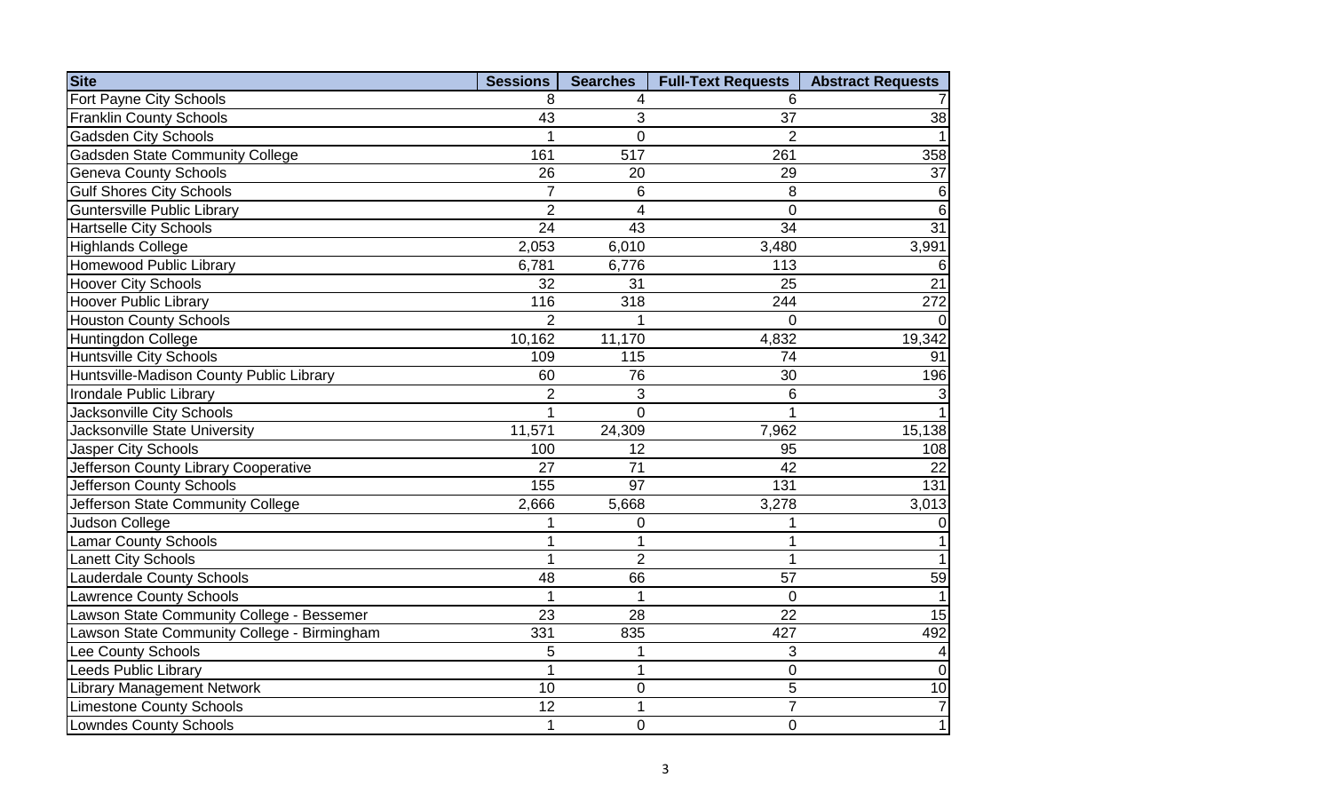| Site | Sessions | Searches | Full-Text Requests | Abstract Requests |
| --- | --- | --- | --- | --- |
| Fort Payne City Schools | 8 | 4 | 6 | 7 |
| Franklin County Schools | 43 | 3 | 37 | 38 |
| Gadsden City Schools | 1 | 0 | 2 | 1 |
| Gadsden State Community College | 161 | 517 | 261 | 358 |
| Geneva County Schools | 26 | 20 | 29 | 37 |
| Gulf Shores City Schools | 7 | 6 | 8 | 6 |
| Guntersville Public Library | 2 | 4 | 0 | 6 |
| Hartselle City Schools | 24 | 43 | 34 | 31 |
| Highlands College | 2,053 | 6,010 | 3,480 | 3,991 |
| Homewood Public Library | 6,781 | 6,776 | 113 | 6 |
| Hoover City Schools | 32 | 31 | 25 | 21 |
| Hoover Public Library | 116 | 318 | 244 | 272 |
| Houston County Schools | 2 | 1 | 0 | 0 |
| Huntingdon College | 10,162 | 11,170 | 4,832 | 19,342 |
| Huntsville City Schools | 109 | 115 | 74 | 91 |
| Huntsville-Madison County Public Library | 60 | 76 | 30 | 196 |
| Irondale Public Library | 2 | 3 | 6 | 3 |
| Jacksonville City Schools | 1 | 0 | 1 | 1 |
| Jacksonville State University | 11,571 | 24,309 | 7,962 | 15,138 |
| Jasper City Schools | 100 | 12 | 95 | 108 |
| Jefferson County Library Cooperative | 27 | 71 | 42 | 22 |
| Jefferson County Schools | 155 | 97 | 131 | 131 |
| Jefferson State Community College | 2,666 | 5,668 | 3,278 | 3,013 |
| Judson College | 1 | 0 | 1 | 0 |
| Lamar County Schools | 1 | 1 | 1 | 1 |
| Lanett City Schools | 1 | 2 | 1 | 1 |
| Lauderdale County Schools | 48 | 66 | 57 | 59 |
| Lawrence County Schools | 1 | 1 | 0 | 1 |
| Lawson State Community College - Bessemer | 23 | 28 | 22 | 15 |
| Lawson State Community College - Birmingham | 331 | 835 | 427 | 492 |
| Lee County Schools | 5 | 1 | 3 | 4 |
| Leeds Public Library | 1 | 1 | 0 | 0 |
| Library Management Network | 10 | 0 | 5 | 10 |
| Limestone County Schools | 12 | 1 | 7 | 7 |
| Lowndes County Schools | 1 | 0 | 0 | 1 |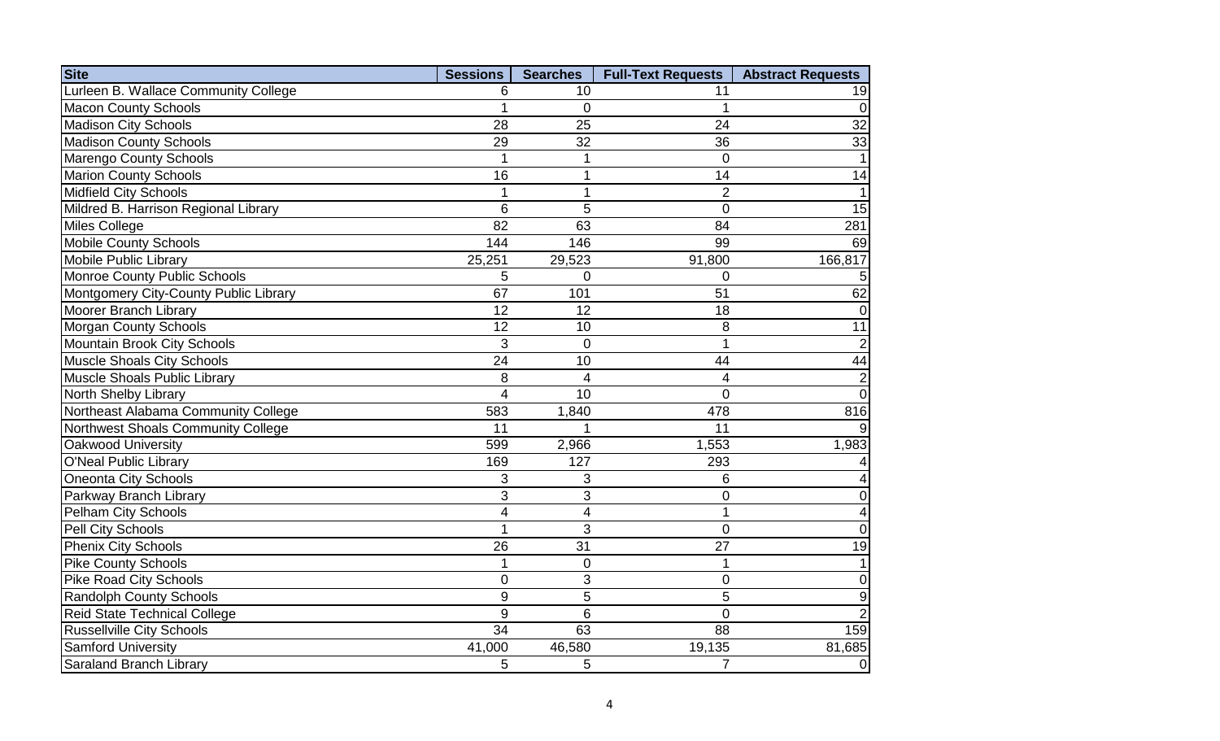| Site | Sessions | Searches | Full-Text Requests | Abstract Requests |
|---|---|---|---|---|
| Lurleen B. Wallace Community College | 6 | 10 | 11 | 19 |
| Macon County Schools | 1 | 0 | 1 | 0 |
| Madison City Schools | 28 | 25 | 24 | 32 |
| Madison County Schools | 29 | 32 | 36 | 33 |
| Marengo County Schools | 1 | 1 | 0 | 1 |
| Marion County Schools | 16 | 1 | 14 | 14 |
| Midfield City Schools | 1 | 1 | 2 | 1 |
| Mildred B. Harrison Regional Library | 6 | 5 | 0 | 15 |
| Miles College | 82 | 63 | 84 | 281 |
| Mobile County Schools | 144 | 146 | 99 | 69 |
| Mobile Public Library | 25,251 | 29,523 | 91,800 | 166,817 |
| Monroe County Public Schools | 5 | 0 | 0 | 5 |
| Montgomery City-County Public Library | 67 | 101 | 51 | 62 |
| Moorer Branch Library | 12 | 12 | 18 | 0 |
| Morgan County Schools | 12 | 10 | 8 | 11 |
| Mountain Brook City Schools | 3 | 0 | 1 | 2 |
| Muscle Shoals City Schools | 24 | 10 | 44 | 44 |
| Muscle Shoals Public Library | 8 | 4 | 4 | 2 |
| North Shelby Library | 4 | 10 | 0 | 0 |
| Northeast Alabama Community College | 583 | 1,840 | 478 | 816 |
| Northwest Shoals Community College | 11 | 1 | 11 | 9 |
| Oakwood University | 599 | 2,966 | 1,553 | 1,983 |
| O'Neal Public Library | 169 | 127 | 293 | 4 |
| Oneonta City Schools | 3 | 3 | 6 | 4 |
| Parkway Branch Library | 3 | 3 | 0 | 0 |
| Pelham City Schools | 4 | 4 | 1 | 4 |
| Pell City Schools | 1 | 3 | 0 | 0 |
| Phenix City Schools | 26 | 31 | 27 | 19 |
| Pike County Schools | 1 | 0 | 1 | 1 |
| Pike Road City Schools | 0 | 3 | 0 | 0 |
| Randolph County Schools | 9 | 5 | 5 | 9 |
| Reid State Technical College | 9 | 6 | 0 | 2 |
| Russellville City Schools | 34 | 63 | 88 | 159 |
| Samford University | 41,000 | 46,580 | 19,135 | 81,685 |
| Saraland Branch Library | 5 | 5 | 7 | 0 |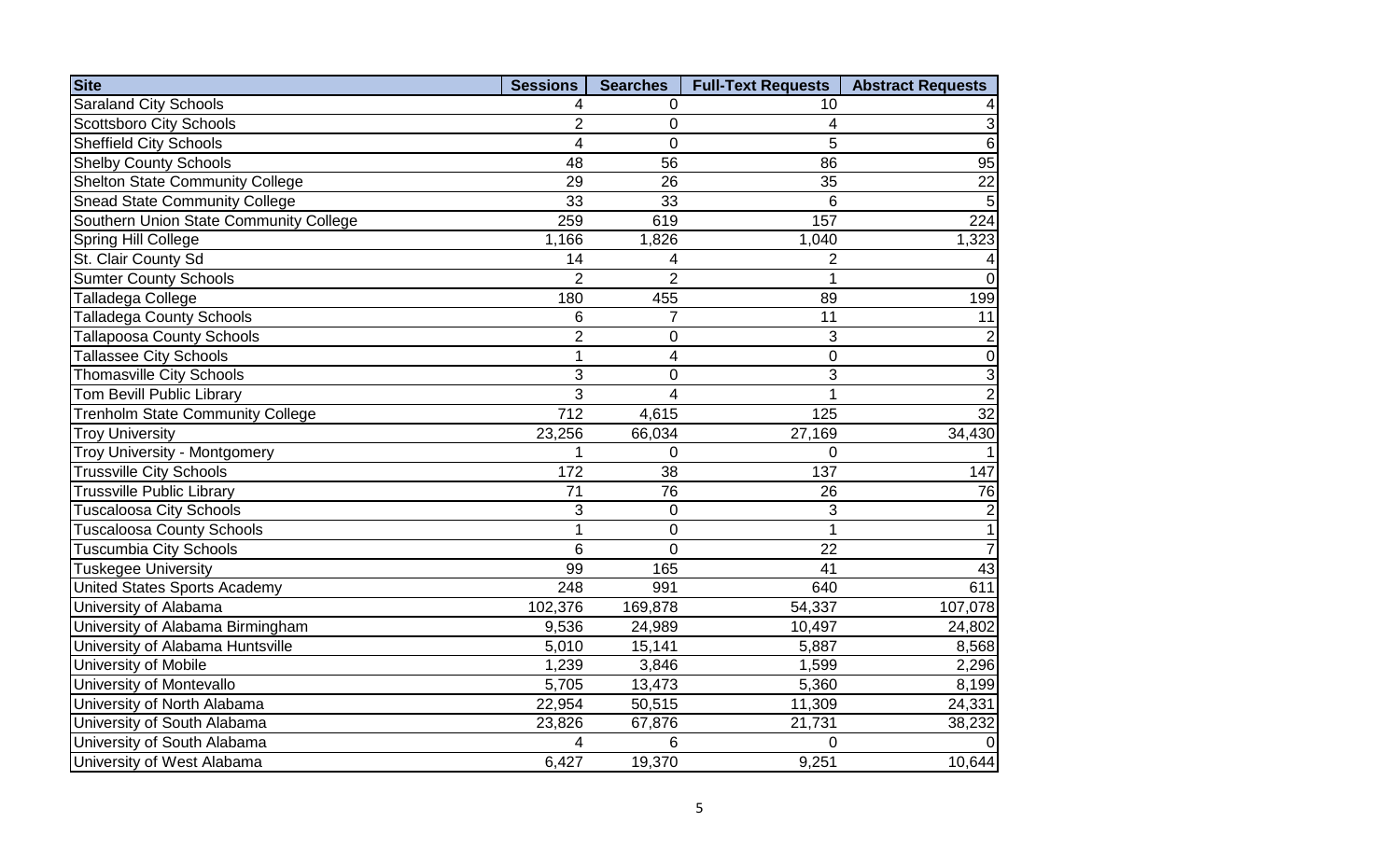| Site | Sessions | Searches | Full-Text Requests | Abstract Requests |
| --- | --- | --- | --- | --- |
| Saraland City Schools | 4 | 0 | 10 | 4 |
| Scottsboro City Schools | 2 | 0 | 4 | 3 |
| Sheffield City Schools | 4 | 0 | 5 | 6 |
| Shelby County Schools | 48 | 56 | 86 | 95 |
| Shelton State Community College | 29 | 26 | 35 | 22 |
| Snead State Community College | 33 | 33 | 6 | 5 |
| Southern Union State Community College | 259 | 619 | 157 | 224 |
| Spring Hill College | 1,166 | 1,826 | 1,040 | 1,323 |
| St. Clair County Sd | 14 | 4 | 2 | 4 |
| Sumter County Schools | 2 | 2 | 1 | 0 |
| Talladega College | 180 | 455 | 89 | 199 |
| Talladega County Schools | 6 | 7 | 11 | 11 |
| Tallapoosa County Schools | 2 | 0 | 3 | 2 |
| Tallassee City Schools | 1 | 4 | 0 | 0 |
| Thomasville City Schools | 3 | 0 | 3 | 3 |
| Tom Bevill Public Library | 3 | 4 | 1 | 2 |
| Trenholm State Community College | 712 | 4,615 | 125 | 32 |
| Troy University | 23,256 | 66,034 | 27,169 | 34,430 |
| Troy University - Montgomery | 1 | 0 | 0 | 1 |
| Trussville City Schools | 172 | 38 | 137 | 147 |
| Trussville Public Library | 71 | 76 | 26 | 76 |
| Tuscaloosa City Schools | 3 | 0 | 3 | 2 |
| Tuscaloosa County Schools | 1 | 0 | 1 | 1 |
| Tuscumbia City Schools | 6 | 0 | 22 | 7 |
| Tuskegee University | 99 | 165 | 41 | 43 |
| United States Sports Academy | 248 | 991 | 640 | 611 |
| University of Alabama | 102,376 | 169,878 | 54,337 | 107,078 |
| University of Alabama Birmingham | 9,536 | 24,989 | 10,497 | 24,802 |
| University of Alabama Huntsville | 5,010 | 15,141 | 5,887 | 8,568 |
| University of Mobile | 1,239 | 3,846 | 1,599 | 2,296 |
| University of Montevallo | 5,705 | 13,473 | 5,360 | 8,199 |
| University of North Alabama | 22,954 | 50,515 | 11,309 | 24,331 |
| University of South Alabama | 23,826 | 67,876 | 21,731 | 38,232 |
| University of South Alabama | 4 | 6 | 0 | 0 |
| University of West Alabama | 6,427 | 19,370 | 9,251 | 10,644 |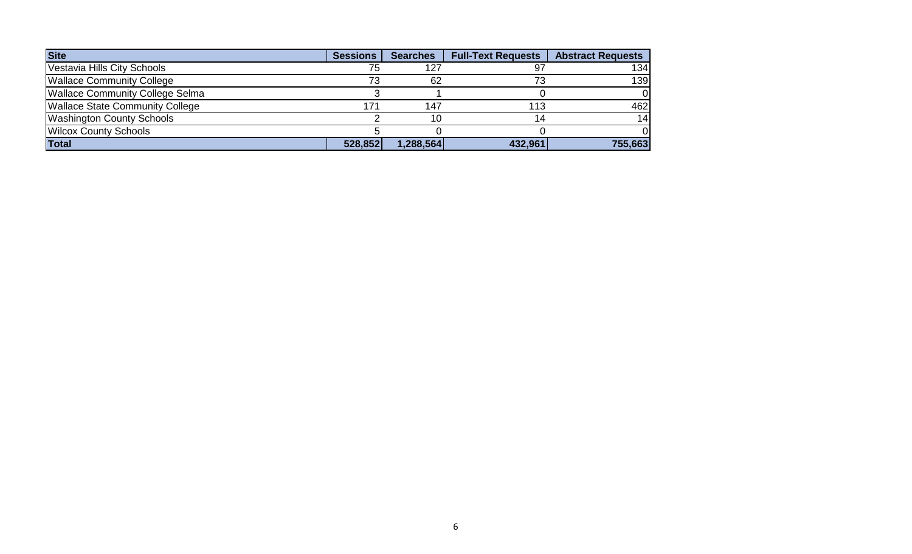| Site | Sessions | Searches | Full-Text Requests | Abstract Requests |
| --- | --- | --- | --- | --- |
| Vestavia Hills City Schools | 75 | 127 | 97 | 134 |
| Wallace Community College | 73 | 62 | 73 | 139 |
| Wallace Community College Selma | 3 | 1 | 0 | 0 |
| Wallace State Community College | 171 | 147 | 113 | 462 |
| Washington County Schools | 2 | 10 | 14 | 14 |
| Wilcox County Schools | 5 | 0 | 0 | 0 |
| **Total** | **528,852** | **1,288,564** | **432,961** | **755,663** |